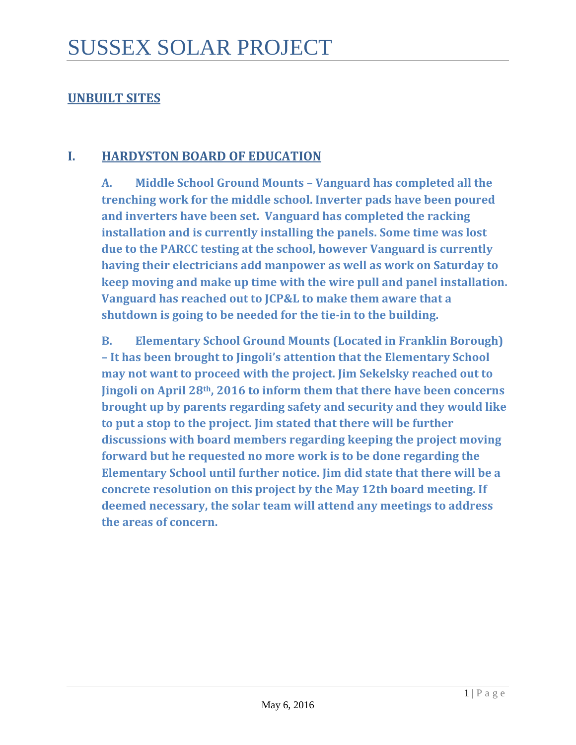# SUSSEX SOLAR PROJECT

## UNBUILT SITES

## I. HARDYSTON BOARD OF EDUCATION

**A. Middle School Ground Mounts – Vanguard has completed all the trenching work for the middle school. Inverter pads have been poured and inverters have been set. Vanguard has completed the racking installation and is currently installing the panels. Some time was lost due to the PARCC testing at the school, however Vanguard is currently having their electricians add manpower as well as work on Saturday to keep moving and make up time with the wire pull and panel installation. Vanguard has reached out to JCP&L to make them aware that a shutdown is going to be needed for the tie-in to the building.**

**B. Elementary School Ground Mounts (Located in Franklin Borough) – It has been brought to Jingoli's attention that the Elementary School may not want to proceed with the project. Jim Sekelsky reached out to Jingoli on April 28th, 2016 to inform them that there have been concerns brought up by parents regarding safety and security and they would like to put a stop to the project. Jim stated that there will be further discussions with board members regarding keeping the project moving forward but he requested no more work is to be done regarding the Elementary School until further notice. Jim did state that there will be a concrete resolution on this project by the May 12th board meeting. If deemed necessary, the solar team will attend any meetings to address the areas of concern.**

May 6, 2016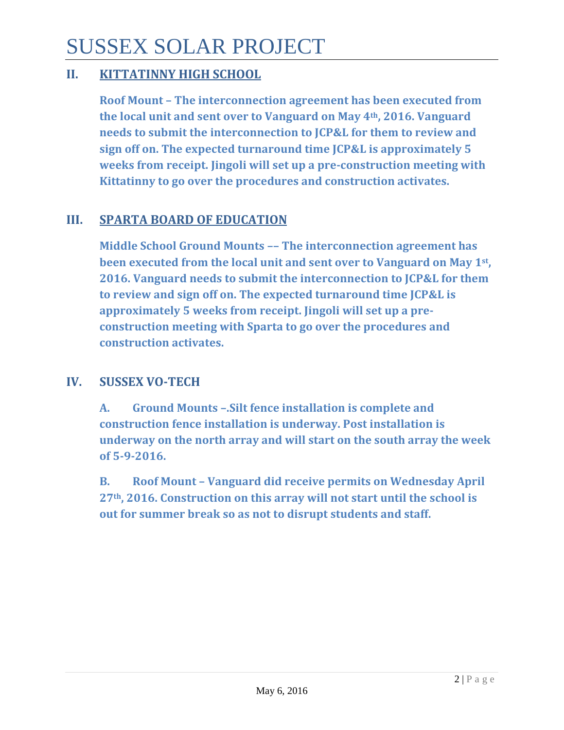# SUSSEX SOLAR PROJECT

## II. KITTATINNY HIGH SCHOOL

**Roof Mount – The interconnection agreement has been executed from the local unit and sent over to Vanguard on May 4th, 2016. Vanguard needs to submit the interconnection to JCP&L for them to review and sign off on. The expected turnaround time JCP&L is approximately 5 weeks from receipt. Jingoli will set up a pre-construction meeting with Kittatinny to go over the procedures and construction activates.**

## III. SPARTA BOARD OF EDUCATION

**Middle School Ground Mounts –– The interconnection agreement has been executed from the local unit and sent over to Vanguard on May 1st, 2016. Vanguard needs to submit the interconnection to JCP&L for them to review and sign off on. The expected turnaround time JCP&L is approximately 5 weeks from receipt. Jingoli will set up a pre-construction meeting with Sparta to go over the procedures and construction activates.**

## IV. SUSSEX VO-TECH

**A. Ground Mounts –.Silt fence installation is complete and construction fence installation is underway. Post installation is underway on the north array and will start on the south array the week of 5-9-2016.**

**B. Roof Mount – Vanguard did receive permits on Wednesday April 27th, 2016. Construction on this array will not start until the school is out for summer break so as not to disrupt students and staff.**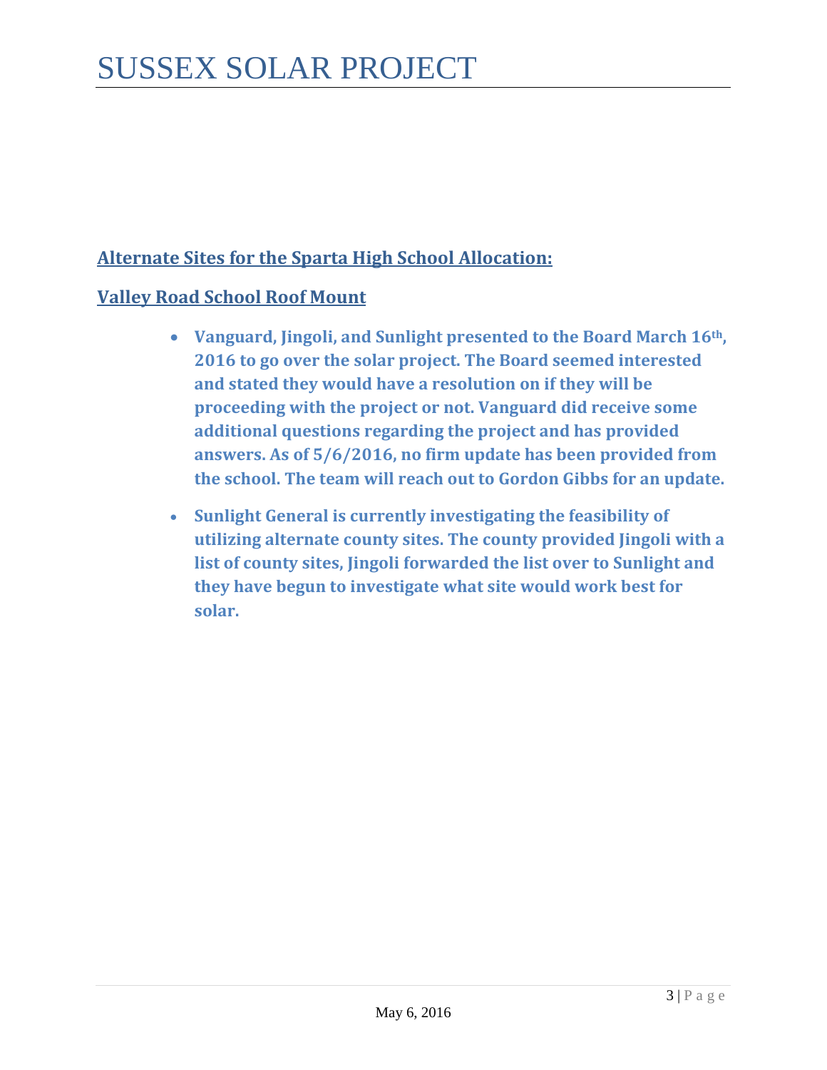## Alternate Sites for the Sparta High School Allocation:

## Valley Road School Roof Mount

- **Vanguard, Jingoli, and Sunlight presented to the Board March 16th, 2016 to go over the solar project. The Board seemed interested and stated they would have a resolution on if they will be proceeding with the project or not. Vanguard did receive some additional questions regarding the project and has provided answers. As of 5/6/2016, no firm update has been provided from the school. The team will reach out to Gordon Gibbs for an update.**
- **Sunlight General is currently investigating the feasibility of utilizing alternate county sites. The county provided Jingoli with a list of county sites, Jingoli forwarded the list over to Sunlight and they have begun to investigate what site would work best for solar.**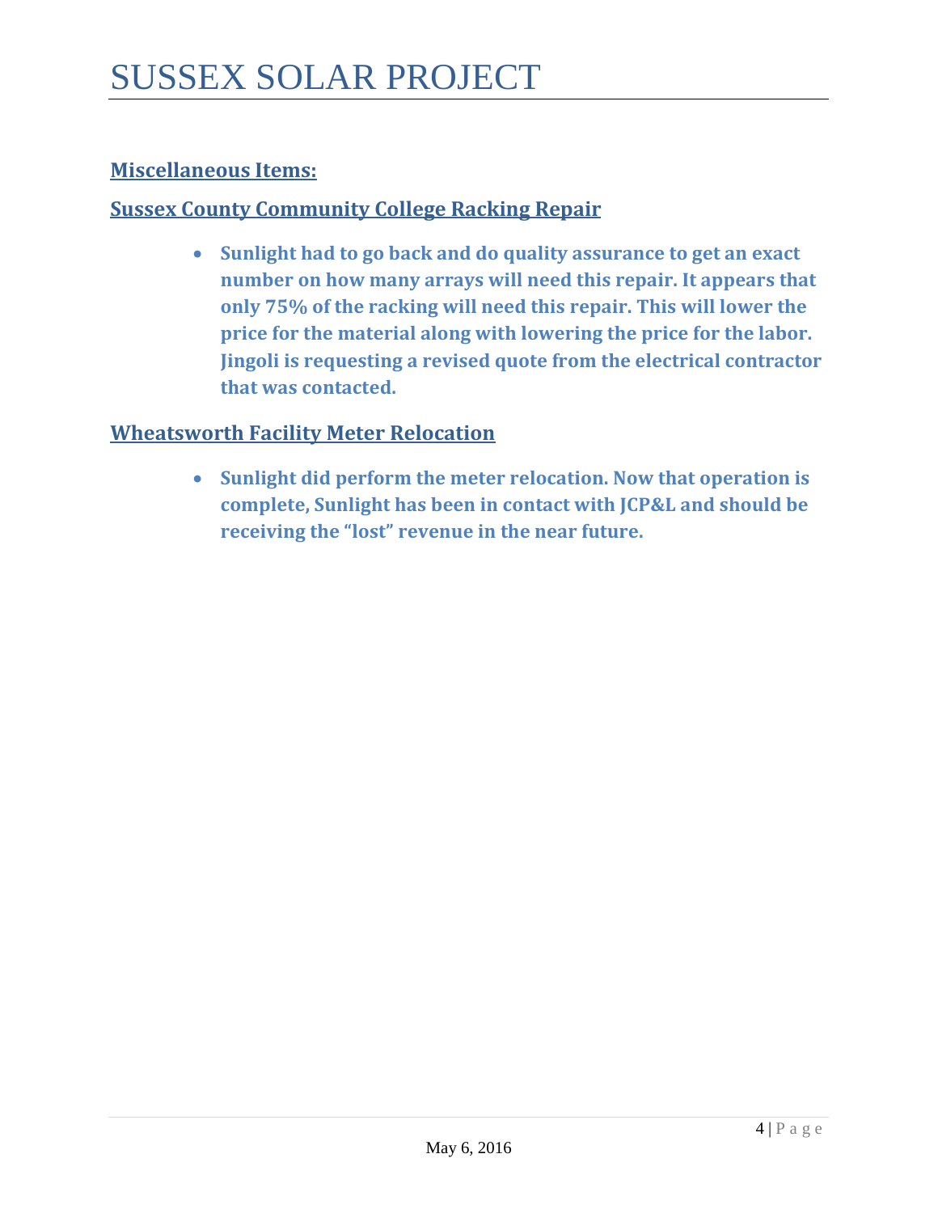# SUSSEX SOLAR PROJECT

## Miscellaneous Items:

### Sussex County Community College Racking Repair

- **Sunlight had to go back and do quality assurance to get an exact number on how many arrays will need this repair. It appears that only 75% of the racking will need this repair. This will lower the price for the material along with lowering the price for the labor. Jingoli is requesting a revised quote from the electrical contractor that was contacted.**

### Wheatsworth Facility Meter Relocation

- **Sunlight did perform the meter relocation. Now that operation is complete, Sunlight has been in contact with JCP&L and should be receiving the "lost" revenue in the near future.**

May 6, 2016